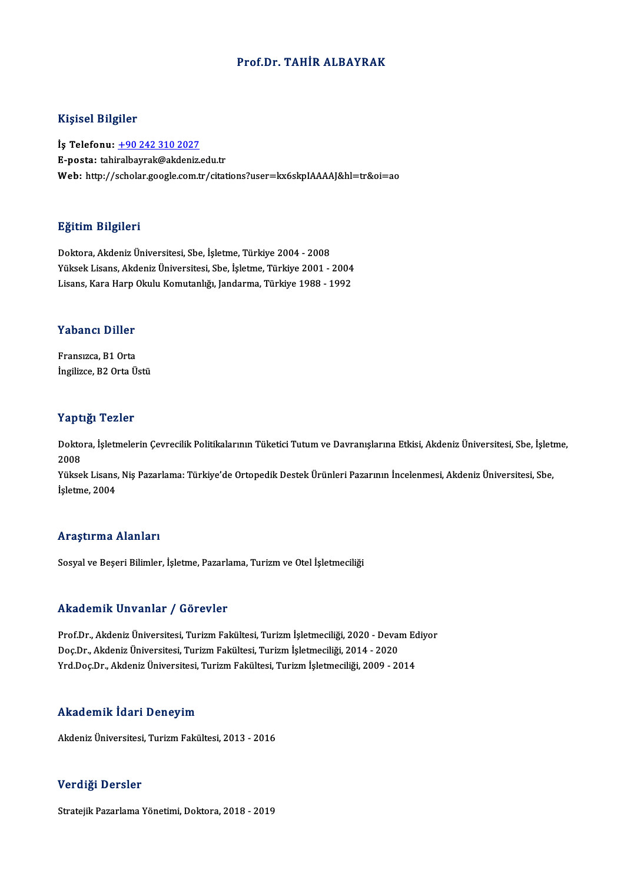# Prof.Dr. TAHİR ALBAYRAK

## Kişisel Bilgiler

**İş Telefonu:** +90 242 310 2027
**E-posta:** tahiralbayrak@akdeniz.edu.tr
**Web:** http://scholar.google.com.tr/citations?user=kx6skpIAAAAJ&hl=tr&oi=ao

## Eğitim Bilgileri

Doktora, Akdeniz Üniversitesi, Sbe, İşletme, Türkiye 2004 - 2008
Yüksek Lisans, Akdeniz Üniversitesi, Sbe, İşletme, Türkiye 2001 - 2004
Lisans, Kara Harp Okulu Komutanlığı, Jandarma, Türkiye 1988 - 1992

## Yabancı Diller

Fransızca, B1 Orta
İngilizce, B2 Orta Üstü

## Yaptığı Tezler

Doktora, İşletmelerin Çevrecilik Politikalarının Tüketici Tutum ve Davranışlarına Etkisi, Akdeniz Üniversitesi, Sbe, İşletme, 2008
Yüksek Lisans, Niş Pazarlama: Türkiye'de Ortopedik Destek Ürünleri Pazarının İncelenmesi, Akdeniz Üniversitesi, Sbe, İşletme, 2004

## Araştırma Alanları

Sosyal ve Beşeri Bilimler, İşletme, Pazarlama, Turizm ve Otel İşletmeciliği

## Akademik Unvanlar / Görevler

Prof.Dr., Akdeniz Üniversitesi, Turizm Fakültesi, Turizm İşletmeciliği, 2020 - Devam Ediyor
Doç.Dr., Akdeniz Üniversitesi, Turizm Fakültesi, Turizm İşletmeciliği, 2014 - 2020
Yrd.Doç.Dr., Akdeniz Üniversitesi, Turizm Fakültesi, Turizm İşletmeciliği, 2009 - 2014

## Akademik İdari Deneyim

Akdeniz Üniversitesi, Turizm Fakültesi, 2013 - 2016

## Verdiği Dersler

Stratejik Pazarlama Yönetimi, Doktora, 2018 - 2019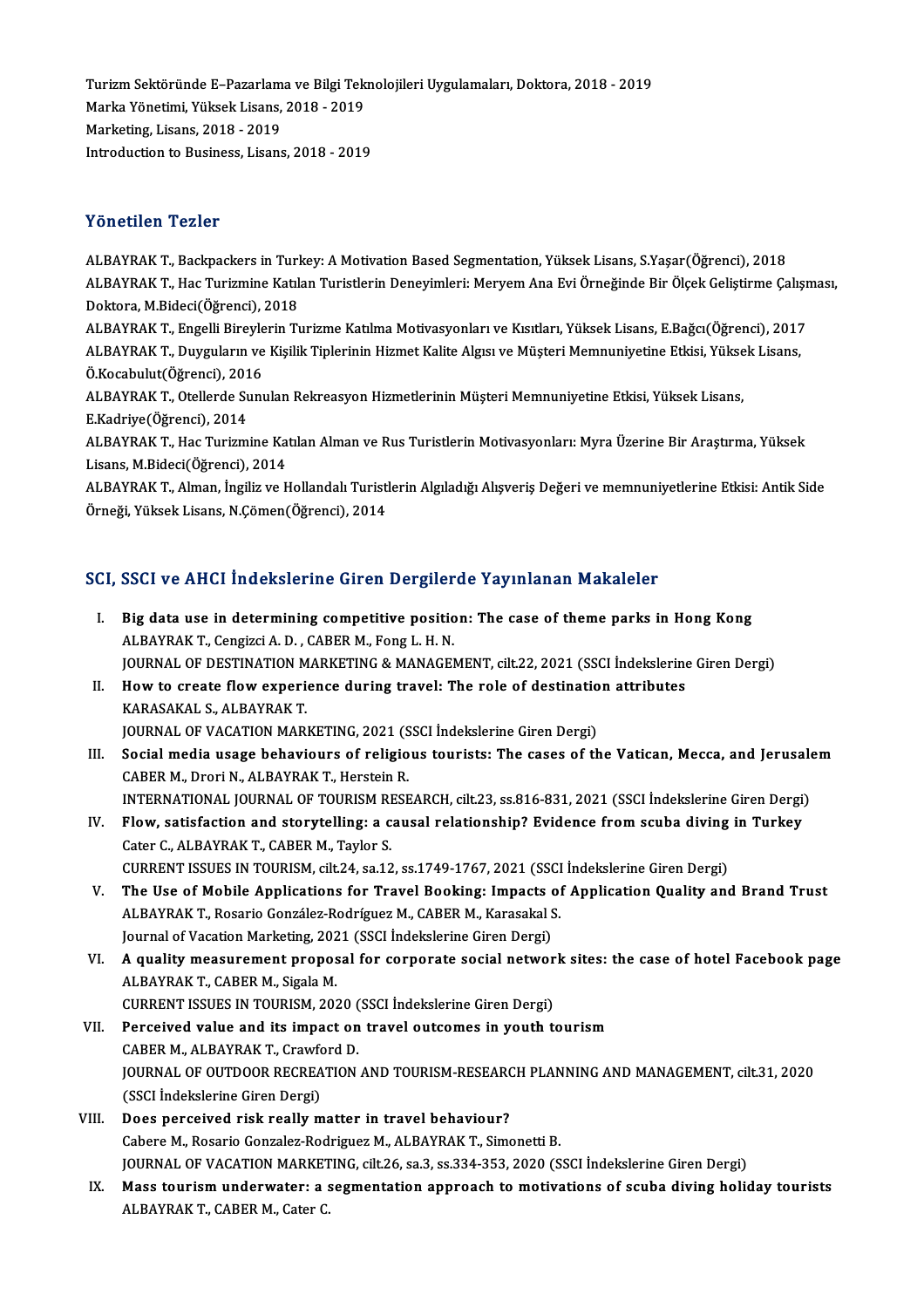Turizm Sektöründe E–Pazarlama ve Bilgi Teknolojileri Uygulamaları, Doktora, 2018 - 2019
Marka Yönetimi, Yüksek Lisans, 2018 - 2019
Marketing, Lisans, 2018 - 2019
Introduction to Business, Lisans, 2018 - 2019

## Yönetilen Tezler

ALBAYRAK T., Backpackers in Turkey: A Motivation Based Segmentation, Yüksek Lisans, S.Yaşar(Öğrenci), 2018
ALBAYRAK T., Hac Turizmine Katılan Turistlerin Deneyimleri: Meryem Ana Evi Örneğinde Bir Ölçek Geliştirme Çalışması, Doktora, M.Bideci(Öğrenci), 2018
ALBAYRAK T., Engelli Bireylerin Turizme Katılma Motivasyonları ve Kısıtları, Yüksek Lisans, E.Bağcı(Öğrenci), 2017
ALBAYRAK T., Duyguların ve Kişilik Tiplerinin Hizmet Kalite Algısı ve Müşteri Memnuniyetine Etkisi, Yüksek Lisans, Ö.Kocabulut(Öğrenci), 2016
ALBAYRAK T., Otellerde Sunulan Rekreasyon Hizmetlerinin Müşteri Memnuniyetine Etkisi, Yüksek Lisans, E.Kadriye(Öğrenci), 2014
ALBAYRAK T., Hac Turizmine Katılan Alman ve Rus Turistlerin Motivasyonları: Myra Üzerine Bir Araştırma, Yüksek Lisans, M.Bideci(Öğrenci), 2014
ALBAYRAK T., Alman, İngiliz ve Hollandalı Turistlerin Algıladığı Alışveriş Değeri ve memnuniyetlerine Etkisi: Antik Side Örneği, Yüksek Lisans, N.Çömen(Öğrenci), 2014

## SCI, SSCI ve AHCI İndekslerine Giren Dergilerde Yayınlanan Makaleler

I. **Big data use in determining competitive position: The case of theme parks in Hong Kong**
ALBAYRAK T., Cengizci A. D. , CABER M., Fong L. H. N.
JOURNAL OF DESTINATION MARKETING & MANAGEMENT, cilt.22, 2021 (SSCI İndekslerine Giren Dergi)

II. **How to create flow experience during travel: The role of destination attributes**
KARASAKAL S., ALBAYRAK T.
JOURNAL OF VACATION MARKETING, 2021 (SSCI İndekslerine Giren Dergi)

III. **Social media usage behaviours of religious tourists: The cases of the Vatican, Mecca, and Jerusalem**
CABER M., Drori N., ALBAYRAK T., Herstein R.
INTERNATIONAL JOURNAL OF TOURISM RESEARCH, cilt.23, ss.816-831, 2021 (SSCI İndekslerine Giren Dergi)

IV. **Flow, satisfaction and storytelling: a causal relationship? Evidence from scuba diving in Turkey**
Cater C., ALBAYRAK T., CABER M., Taylor S.
CURRENT ISSUES IN TOURISM, cilt.24, sa.12, ss.1749-1767, 2021 (SSCI İndekslerine Giren Dergi)

V. **The Use of Mobile Applications for Travel Booking: Impacts of Application Quality and Brand Trust**
ALBAYRAK T., Rosario González-Rodríguez M., CABER M., Karasakal S.
Journal of Vacation Marketing, 2021 (SSCI İndekslerine Giren Dergi)

VI. **A quality measurement proposal for corporate social network sites: the case of hotel Facebook page**
ALBAYRAK T., CABER M., Sigala M.
CURRENT ISSUES IN TOURISM, 2020 (SSCI İndekslerine Giren Dergi)

VII. **Perceived value and its impact on travel outcomes in youth tourism**
CABER M., ALBAYRAK T., Crawford D.
JOURNAL OF OUTDOOR RECREATION AND TOURISM-RESEARCH PLANNING AND MANAGEMENT, cilt.31, 2020 (SSCI İndekslerine Giren Dergi)

VIII. **Does perceived risk really matter in travel behaviour?**
Cabere M., Rosario Gonzalez-Rodriguez M., ALBAYRAK T., Simonetti B.
JOURNAL OF VACATION MARKETING, cilt.26, sa.3, ss.334-353, 2020 (SSCI İndekslerine Giren Dergi)

IX. **Mass tourism underwater: a segmentation approach to motivations of scuba diving holiday tourists**
ALBAYRAK T., CABER M., Cater C.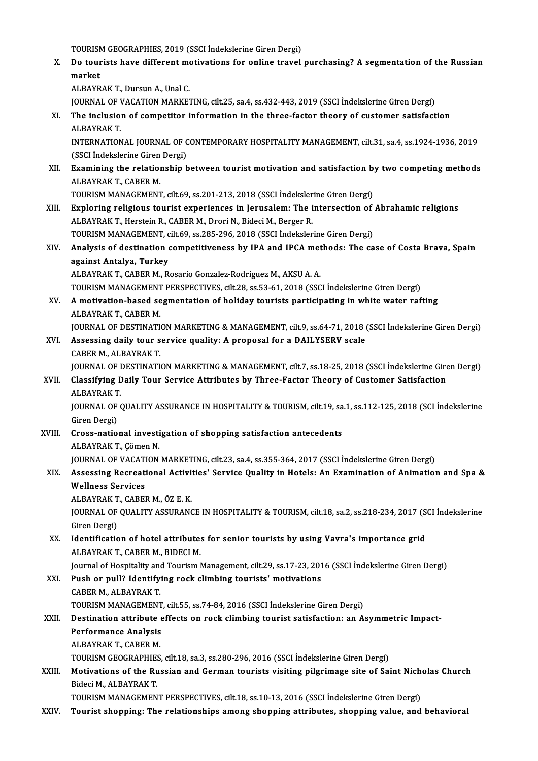TOURISM GEOGRAPHIES, 2019 (SSCI İndekslerine Giren Dergi)

X. **Do tourists have different motivations for online travel purchasing? A segmentation of the Russian market**
ALBAYRAK T., Dursun A., Unal C.
JOURNAL OF VACATION MARKETING, cilt.25, sa.4, ss.432-443, 2019 (SSCI İndekslerine Giren Dergi)

XI. **The inclusion of competitor information in the three-factor theory of customer satisfaction**
ALBAYRAK T.
INTERNATIONAL JOURNAL OF CONTEMPORARY HOSPITALITY MANAGEMENT, cilt.31, sa.4, ss.1924-1936, 2019 (SSCI İndekslerine Giren Dergi)

XII. **Examining the relationship between tourist motivation and satisfaction by two competing methods**
ALBAYRAK T., CABER M.
TOURISM MANAGEMENT, cilt.69, ss.201-213, 2018 (SSCI İndekslerine Giren Dergi)

XIII. **Exploring religious tourist experiences in Jerusalem: The intersection of Abrahamic religions**
ALBAYRAK T., Herstein R., CABER M., Drori N., Bideci M., Berger R.
TOURISM MANAGEMENT, cilt.69, ss.285-296, 2018 (SSCI İndekslerine Giren Dergi)

XIV. **Analysis of destination competitiveness by IPA and IPCA methods: The case of Costa Brava, Spain against Antalya, Turkey**
ALBAYRAK T., CABER M., Rosario Gonzalez-Rodriguez M., AKSU A. A.
TOURISM MANAGEMENT PERSPECTIVES, cilt.28, ss.53-61, 2018 (SSCI İndekslerine Giren Dergi)

XV. **A motivation-based segmentation of holiday tourists participating in white water rafting**
ALBAYRAK T., CABER M.
JOURNAL OF DESTINATION MARKETING & MANAGEMENT, cilt.9, ss.64-71, 2018 (SSCI İndekslerine Giren Dergi)

XVI. **Assessing daily tour service quality: A proposal for a DAILYSERV scale**
CABER M., ALBAYRAK T.
JOURNAL OF DESTINATION MARKETING & MANAGEMENT, cilt.7, ss.18-25, 2018 (SSCI İndekslerine Giren Dergi)

XVII. **Classifying Daily Tour Service Attributes by Three-Factor Theory of Customer Satisfaction**
ALBAYRAK T.
JOURNAL OF QUALITY ASSURANCE IN HOSPITALITY & TOURISM, cilt.19, sa.1, ss.112-125, 2018 (SCI İndekslerine Giren Dergi)

XVIII. **Cross-national investigation of shopping satisfaction antecedents**
ALBAYRAK T., Çömen N.
JOURNAL OF VACATION MARKETING, cilt.23, sa.4, ss.355-364, 2017 (SSCI İndekslerine Giren Dergi)

XIX. **Assessing Recreational Activities' Service Quality in Hotels: An Examination of Animation and Spa & Wellness Services**
ALBAYRAK T., CABER M., ÖZ E. K.
JOURNAL OF QUALITY ASSURANCE IN HOSPITALITY & TOURISM, cilt.18, sa.2, ss.218-234, 2017 (SCI İndekslerine Giren Dergi)

XX. **Identification of hotel attributes for senior tourists by using Vavra's importance grid**
ALBAYRAK T., CABER M., BIDECI M.
Journal of Hospitality and Tourism Management, cilt.29, ss.17-23, 2016 (SSCI İndekslerine Giren Dergi)

XXI. **Push or pull? Identifying rock climbing tourists' motivations**
CABER M., ALBAYRAK T.
TOURISM MANAGEMENT, cilt.55, ss.74-84, 2016 (SSCI İndekslerine Giren Dergi)

XXII. **Destination attribute effects on rock climbing tourist satisfaction: an Asymmetric Impact-Performance Analysis**
ALBAYRAK T., CABER M.
TOURISM GEOGRAPHIES, cilt.18, sa.3, ss.280-296, 2016 (SSCI İndekslerine Giren Dergi)

XXIII. **Motivations of the Russian and German tourists visiting pilgrimage site of Saint Nicholas Church**
Bideci M., ALBAYRAK T.
TOURISM MANAGEMENT PERSPECTIVES, cilt.18, ss.10-13, 2016 (SSCI İndekslerine Giren Dergi)

XXIV. **Tourist shopping: The relationships among shopping attributes, shopping value, and behavioral**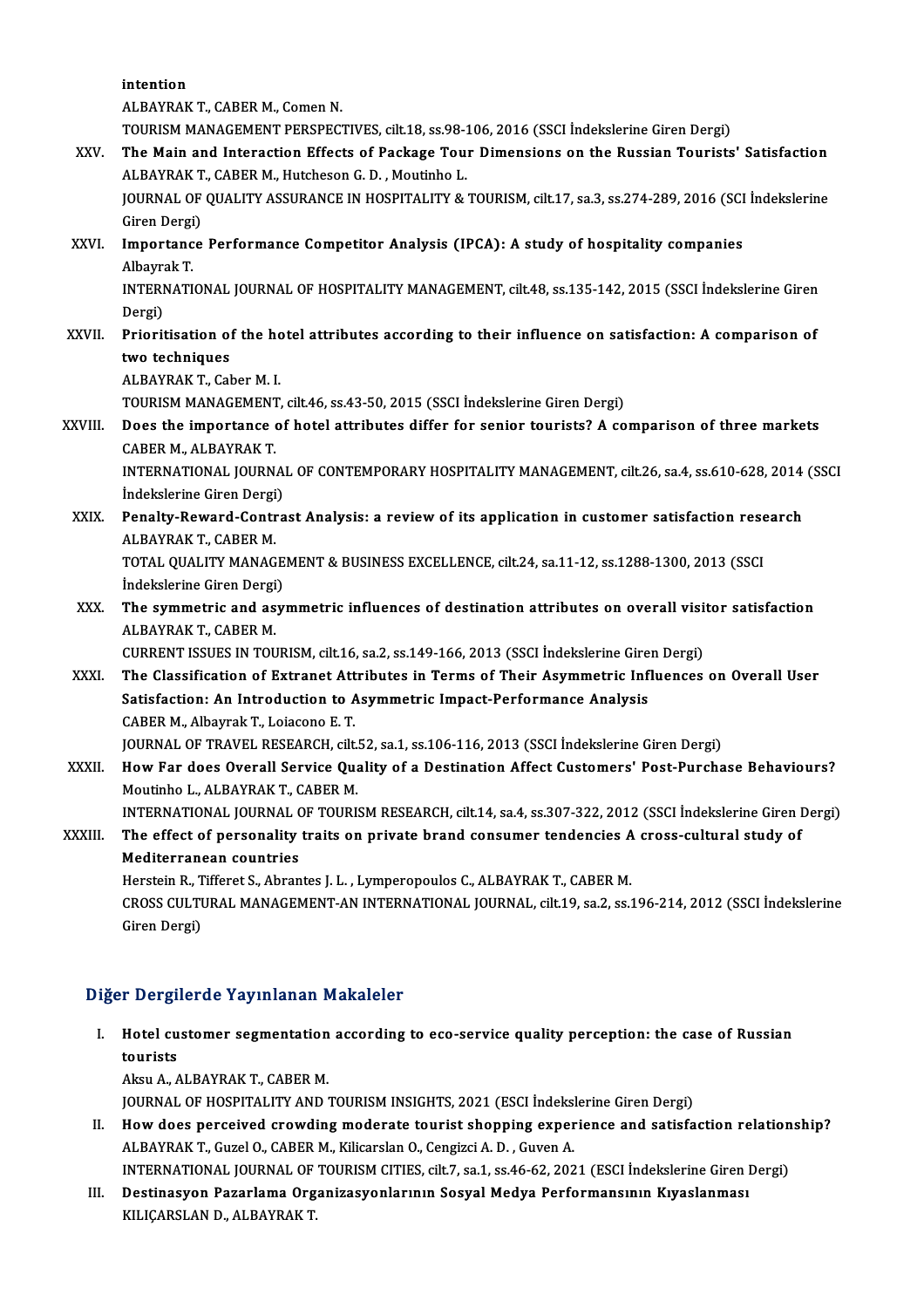intention
ALBAYRAK T., CABER M., Comen N.
TOURISM MANAGEMENT PERSPECTIVES, cilt.18, ss.98-106, 2016 (SSCI İndekslerine Giren Dergi)

XXV. **The Main and Interaction Effects of Package Tour Dimensions on the Russian Tourists' Satisfaction**
ALBAYRAK T., CABER M., Hutcheson G. D. , Moutinho L.
JOURNAL OF QUALITY ASSURANCE IN HOSPITALITY & TOURISM, cilt.17, sa.3, ss.274-289, 2016 (SCI İndekslerine Giren Dergi)

XXVI. **Importance Performance Competitor Analysis (IPCA): A study of hospitality companies**
Albayrak T.
INTERNATIONAL JOURNAL OF HOSPITALITY MANAGEMENT, cilt.48, ss.135-142, 2015 (SSCI İndekslerine Giren Dergi)

XXVII. **Prioritisation of the hotel attributes according to their influence on satisfaction: A comparison of two techniques**
ALBAYRAK T., Caber M. I.
TOURISM MANAGEMENT, cilt.46, ss.43-50, 2015 (SSCI İndekslerine Giren Dergi)

XXVIII. **Does the importance of hotel attributes differ for senior tourists? A comparison of three markets**
CABER M., ALBAYRAK T.
INTERNATIONAL JOURNAL OF CONTEMPORARY HOSPITALITY MANAGEMENT, cilt.26, sa.4, ss.610-628, 2014 (SSCI İndekslerine Giren Dergi)

XXIX. **Penalty-Reward-Contrast Analysis: a review of its application in customer satisfaction research**
ALBAYRAK T., CABER M.
TOTAL QUALITY MANAGEMENT & BUSINESS EXCELLENCE, cilt.24, sa.11-12, ss.1288-1300, 2013 (SSCI İndekslerine Giren Dergi)

XXX. **The symmetric and asymmetric influences of destination attributes on overall visitor satisfaction**
ALBAYRAK T., CABER M.
CURRENT ISSUES IN TOURISM, cilt.16, sa.2, ss.149-166, 2013 (SSCI İndekslerine Giren Dergi)

XXXI. **The Classification of Extranet Attributes in Terms of Their Asymmetric Influences on Overall User Satisfaction: An Introduction to Asymmetric Impact-Performance Analysis**
CABER M., Albayrak T., Loiacono E. T.
JOURNAL OF TRAVEL RESEARCH, cilt.52, sa.1, ss.106-116, 2013 (SSCI İndekslerine Giren Dergi)

XXXII. **How Far does Overall Service Quality of a Destination Affect Customers' Post-Purchase Behaviours?**
Moutinho L., ALBAYRAK T., CABER M.
INTERNATIONAL JOURNAL OF TOURISM RESEARCH, cilt.14, sa.4, ss.307-322, 2012 (SSCI İndekslerine Giren Dergi)

XXXIII. **The effect of personality traits on private brand consumer tendencies A cross-cultural study of Mediterranean countries**
Herstein R., Tifferet S., Abrantes J. L. , Lymperopoulos C., ALBAYRAK T., CABER M.
CROSS CULTURAL MANAGEMENT-AN INTERNATIONAL JOURNAL, cilt.19, sa.2, ss.196-214, 2012 (SSCI İndekslerine Giren Dergi)

## Diğer Dergilerde Yayınlanan Makaleler

I. **Hotel customer segmentation according to eco-service quality perception: the case of Russian tourists**
Aksu A., ALBAYRAK T., CABER M.
JOURNAL OF HOSPITALITY AND TOURISM INSIGHTS, 2021 (ESCI İndekslerine Giren Dergi)

II. **How does perceived crowding moderate tourist shopping experience and satisfaction relationship?**
ALBAYRAK T., Guzel O., CABER M., Kilicarslan O., Cengizci A. D. , Guven A.
INTERNATIONAL JOURNAL OF TOURISM CITIES, cilt.7, sa.1, ss.46-62, 2021 (ESCI İndekslerine Giren Dergi)

III. **Destinasyon Pazarlama Organizasyonlarının Sosyal Medya Performansının Kıyaslanması**
KILIÇARSLAN D., ALBAYRAK T.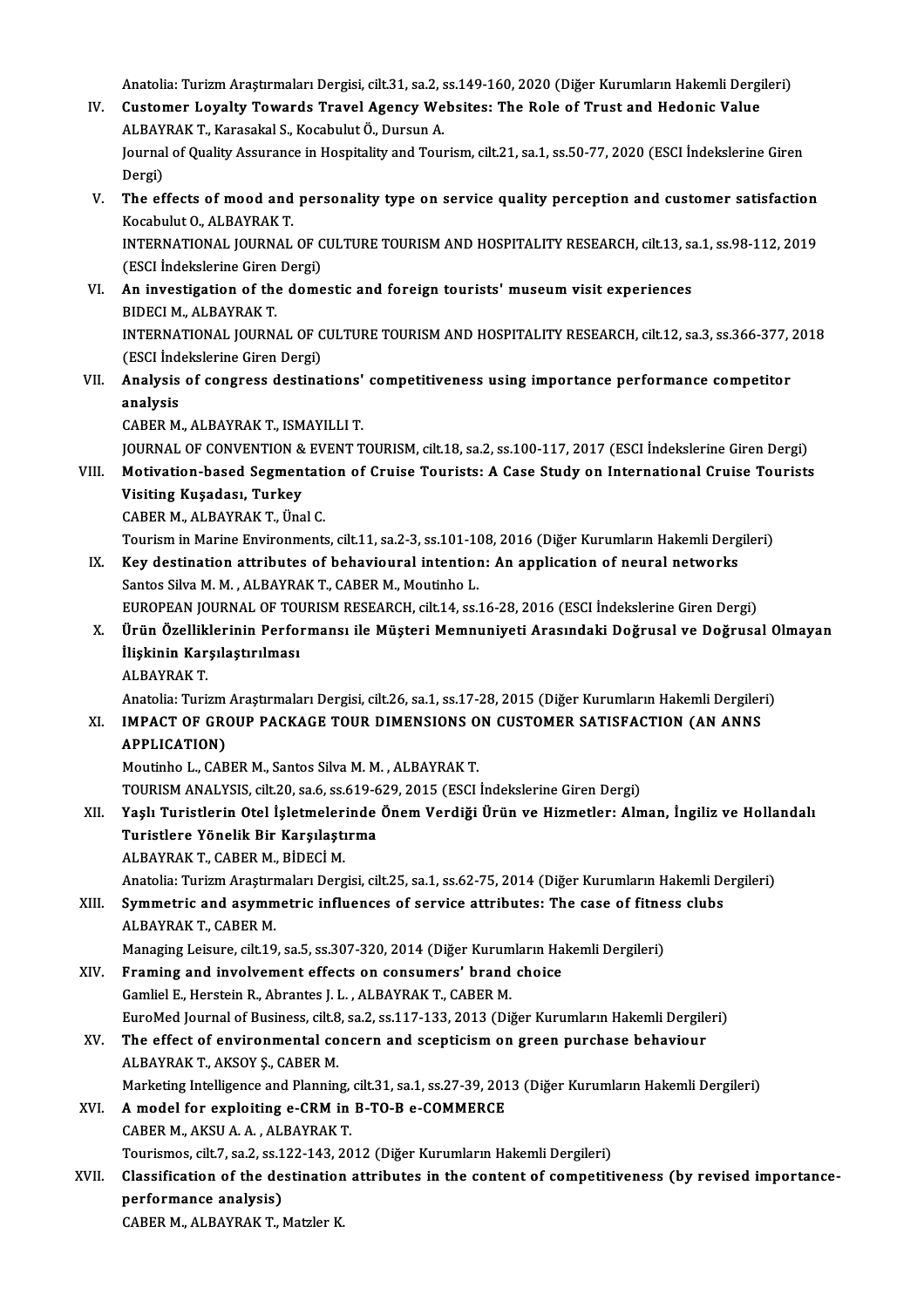Anatolia: Turizm Araştırmaları Dergisi, cilt.31, sa.2, ss.149-160, 2020 (Diğer Kurumların Hakemli Dergileri)

IV. **Customer Loyalty Towards Travel Agency Websites: The Role of Trust and Hedonic Value**
ALBAYRAK T., Karasakal S., Kocabulut Ö., Dursun A.
Journal of Quality Assurance in Hospitality and Tourism, cilt.21, sa.1, ss.50-77, 2020 (ESCI İndekslerine Giren Dergi)

V. **The effects of mood and personality type on service quality perception and customer satisfaction**
Kocabulut O., ALBAYRAK T.
INTERNATIONAL JOURNAL OF CULTURE TOURISM AND HOSPITALITY RESEARCH, cilt.13, sa.1, ss.98-112, 2019 (ESCI İndekslerine Giren Dergi)

VI. **An investigation of the domestic and foreign tourists' museum visit experiences**
BIDECI M., ALBAYRAK T.
INTERNATIONAL JOURNAL OF CULTURE TOURISM AND HOSPITALITY RESEARCH, cilt.12, sa.3, ss.366-377, 2018 (ESCI İndekslerine Giren Dergi)

VII. **Analysis of congress destinations' competitiveness using importance performance competitor analysis**
CABER M., ALBAYRAK T., ISMAYILLI T.
JOURNAL OF CONVENTION & EVENT TOURISM, cilt.18, sa.2, ss.100-117, 2017 (ESCI İndekslerine Giren Dergi)

VIII. **Motivation-based Segmentation of Cruise Tourists: A Case Study on International Cruise Tourists Visiting Kuşadası, Turkey**
CABER M., ALBAYRAK T., Ünal C.
Tourism in Marine Environments, cilt.11, sa.2-3, ss.101-108, 2016 (Diğer Kurumların Hakemli Dergileri)

IX. **Key destination attributes of behavioural intention: An application of neural networks**
Santos Silva M. M. , ALBAYRAK T., CABER M., Moutinho L.
EUROPEAN JOURNAL OF TOURISM RESEARCH, cilt.14, ss.16-28, 2016 (ESCI İndekslerine Giren Dergi)

X. **Ürün Özelliklerinin Performansı ile Müşteri Memnuniyeti Arasındaki Doğrusal ve Doğrusal Olmayan İlişkinin Karşılaştırılması**
ALBAYRAK T.
Anatolia: Turizm Araştırmaları Dergisi, cilt.26, sa.1, ss.17-28, 2015 (Diğer Kurumların Hakemli Dergileri)

XI. **IMPACT OF GROUP PACKAGE TOUR DIMENSIONS ON CUSTOMER SATISFACTION (AN ANNS APPLICATION)**
Moutinho L., CABER M., Santos Silva M. M. , ALBAYRAK T.
TOURISM ANALYSIS, cilt.20, sa.6, ss.619-629, 2015 (ESCI İndekslerine Giren Dergi)

XII. **Yaşlı Turistlerin Otel İşletmelerinde Önem Verdiği Ürün ve Hizmetler: Alman, İngiliz ve Hollandalı Turistlere Yönelik Bir Karşılaştırma**
ALBAYRAK T., CABER M., BİDECİ M.
Anatolia: Turizm Araştırmaları Dergisi, cilt.25, sa.1, ss.62-75, 2014 (Diğer Kurumların Hakemli Dergileri)

XIII. **Symmetric and asymmetric influences of service attributes: The case of fitness clubs**
ALBAYRAK T., CABER M.
Managing Leisure, cilt.19, sa.5, ss.307-320, 2014 (Diğer Kurumların Hakemli Dergileri)

XIV. **Framing and involvement effects on consumers' brand choice**
Gamliel E., Herstein R., Abrantes J. L. , ALBAYRAK T., CABER M.
EuroMed Journal of Business, cilt.8, sa.2, ss.117-133, 2013 (Diğer Kurumların Hakemli Dergileri)

XV. **The effect of environmental concern and scepticism on green purchase behaviour**
ALBAYRAK T., AKSOY Ş., CABER M.
Marketing Intelligence and Planning, cilt.31, sa.1, ss.27-39, 2013 (Diğer Kurumların Hakemli Dergileri)

XVI. **A model for exploiting e-CRM in B-TO-B e-COMMERCE**
CABER M., AKSU A. A. , ALBAYRAK T.
Tourismos, cilt.7, sa.2, ss.122-143, 2012 (Diğer Kurumların Hakemli Dergileri)

XVII. **Classification of the destination attributes in the content of competitiveness (by revised importance-performance analysis)**
CABER M., ALBAYRAK T., Matzler K.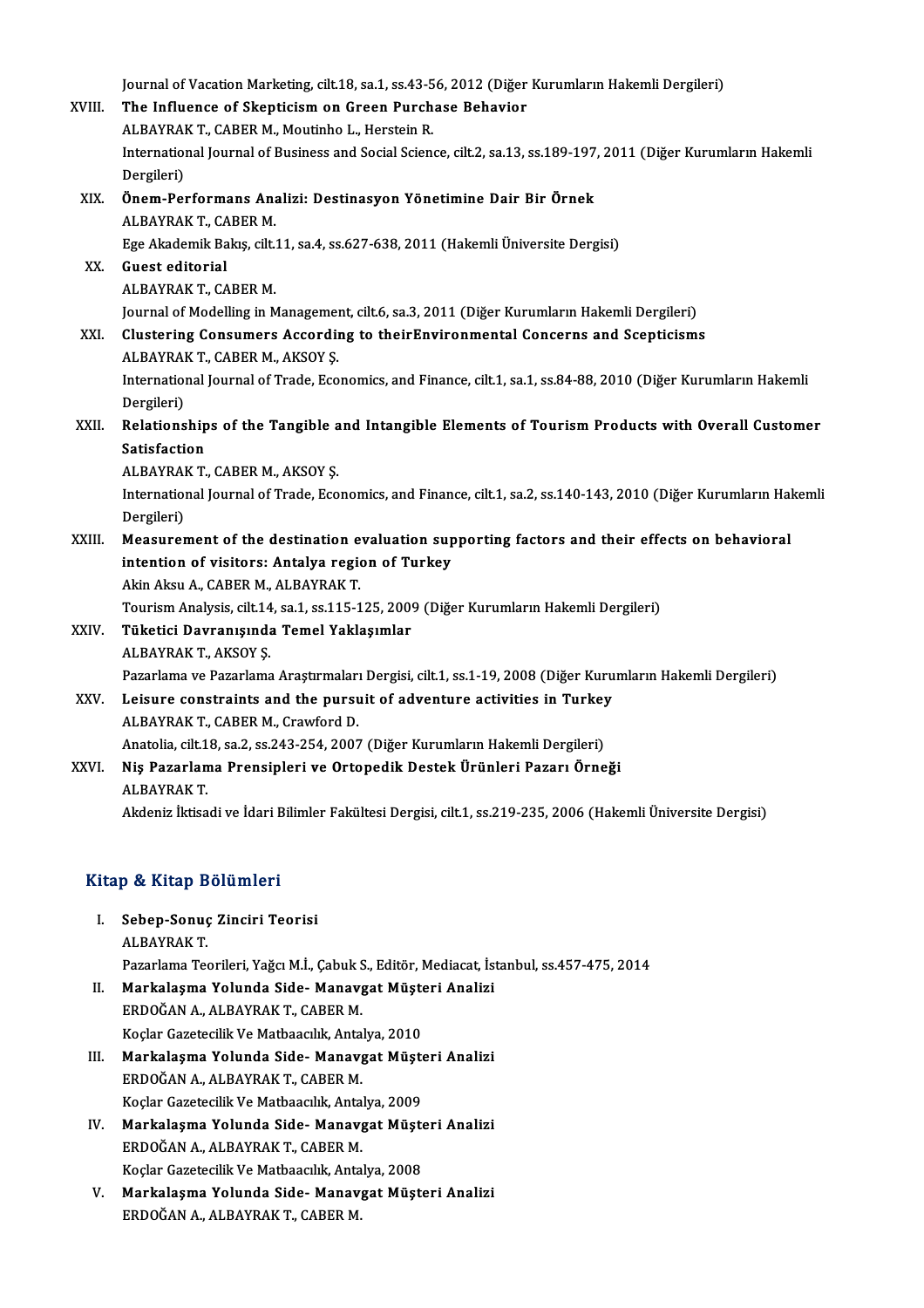Journal of Vacation Marketing, cilt.18, sa.1, ss.43-56, 2012 (Diğer Kurumların Hakemli Dergileri)

XVIII. **The Influence of Skepticism on Green Purchase Behavior**
ALBAYRAK T., CABER M., Moutinho L., Herstein R.
International Journal of Business and Social Science, cilt.2, sa.13, ss.189-197, 2011 (Diğer Kurumların Hakemli Dergileri)

XIX. **Önem-Performans Analizi: Destinasyon Yönetimine Dair Bir Örnek**
ALBAYRAK T., CABER M.
Ege Akademik Bakış, cilt.11, sa.4, ss.627-638, 2011 (Hakemli Üniversite Dergisi)

XX. **Guest editorial**
ALBAYRAK T., CABER M.
Journal of Modelling in Management, cilt.6, sa.3, 2011 (Diğer Kurumların Hakemli Dergileri)

XXI. **Clustering Consumers According to theirEnvironmental Concerns and Scepticisms**
ALBAYRAK T., CABER M., AKSOY Ş.
International Journal of Trade, Economics, and Finance, cilt.1, sa.1, ss.84-88, 2010 (Diğer Kurumların Hakemli Dergileri)

XXII. **Relationships of the Tangible and Intangible Elements of Tourism Products with Overall Customer Satisfaction**
ALBAYRAK T., CABER M., AKSOY Ş.
International Journal of Trade, Economics, and Finance, cilt.1, sa.2, ss.140-143, 2010 (Diğer Kurumların Hakemli Dergileri)

XXIII. **Measurement of the destination evaluation supporting factors and their effects on behavioral intention of visitors: Antalya region of Turkey**
Akin Aksu A., CABER M., ALBAYRAK T.
Tourism Analysis, cilt.14, sa.1, ss.115-125, 2009 (Diğer Kurumların Hakemli Dergileri)

XXIV. **Tüketici Davranışında Temel Yaklaşımlar**
ALBAYRAK T., AKSOY Ş.
Pazarlama ve Pazarlama Araştırmaları Dergisi, cilt.1, ss.1-19, 2008 (Diğer Kurumların Hakemli Dergileri)

XXV. **Leisure constraints and the pursuit of adventure activities in Turkey**
ALBAYRAK T., CABER M., Crawford D.
Anatolia, cilt.18, sa.2, ss.243-254, 2007 (Diğer Kurumların Hakemli Dergileri)

XXVI. **Niş Pazarlama Prensipleri ve Ortopedik Destek Ürünleri Pazarı Örneği**
ALBAYRAK T.
Akdeniz İktisadi ve İdari Bilimler Fakültesi Dergisi, cilt.1, ss.219-235, 2006 (Hakemli Üniversite Dergisi)

## Kitap & Kitap Bölümleri

I. **Sebep-Sonuç Zinciri Teorisi**
ALBAYRAK T.
Pazarlama Teorileri, Yağcı M.İ., Çabuk S., Editör, Mediacat, İstanbul, ss.457-475, 2014

II. **Markalaşma Yolunda Side- Manavgat Müşteri Analizi**
ERDOĞAN A., ALBAYRAK T., CABER M.
Koçlar Gazetecilik Ve Matbaacılık, Antalya, 2010

III. **Markalaşma Yolunda Side- Manavgat Müşteri Analizi**
ERDOĞAN A., ALBAYRAK T., CABER M.
Koçlar Gazetecilik Ve Matbaacılık, Antalya, 2009

IV. **Markalaşma Yolunda Side- Manavgat Müşteri Analizi**
ERDOĞAN A., ALBAYRAK T., CABER M.
Koçlar Gazetecilik Ve Matbaacılık, Antalya, 2008

V. **Markalaşma Yolunda Side- Manavgat Müşteri Analizi**
ERDOĞAN A., ALBAYRAK T., CABER M.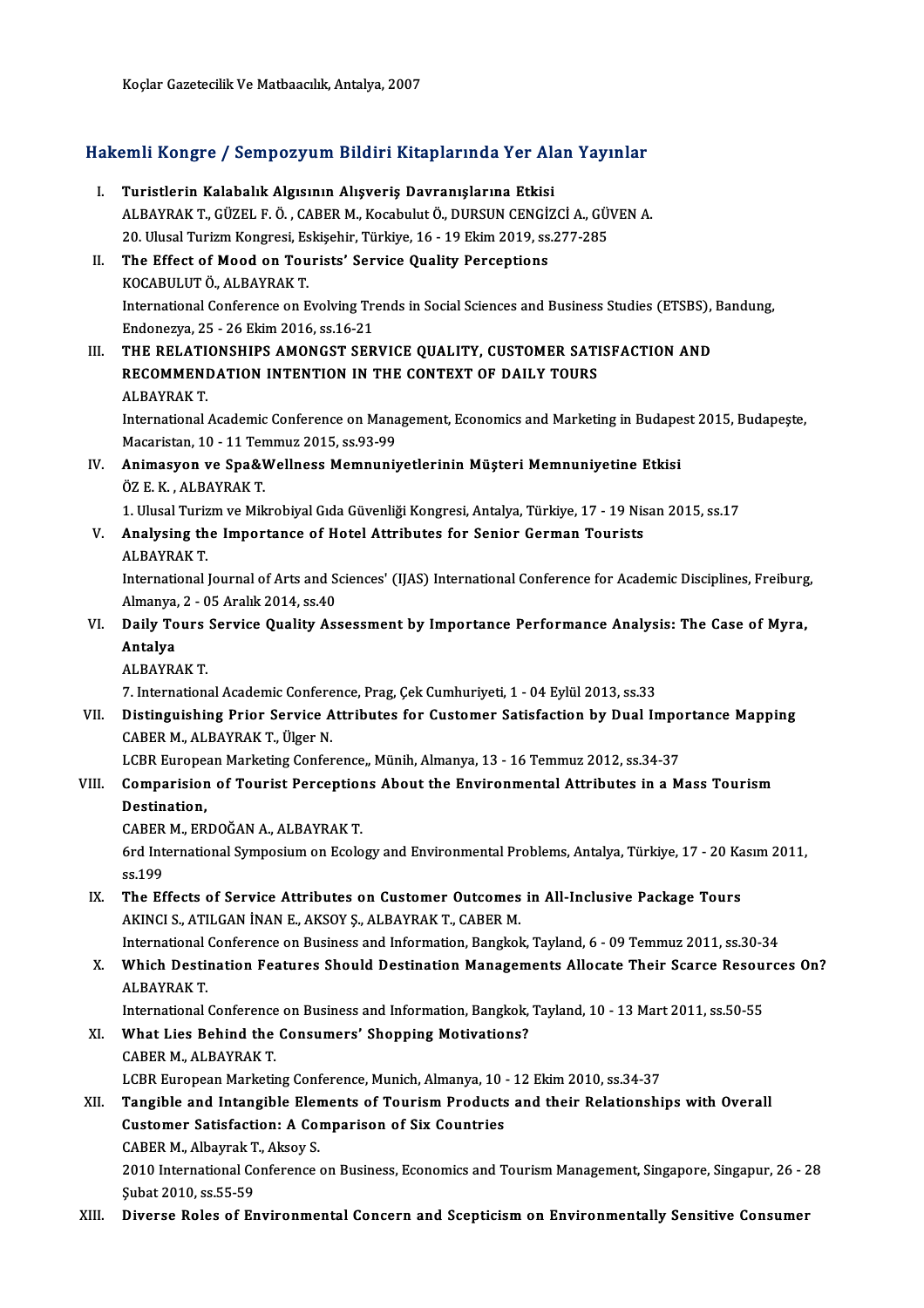Koçlar Gazetecilik Ve Matbaacılık, Antalya, 2007

## Hakemli Kongre / Sempozyum Bildiri Kitaplarında Yer Alan Yayınlar

I. **Turistlerin Kalabalık Algısının Alışveriş Davranışlarına Etkisi**
   ALBAYRAK T., GÜZEL F. Ö. , CABER M., Kocabulut Ö., DURSUN CENGİZCİ A., GÜVEN A.
   20. Ulusal Turizm Kongresi, Eskişehir, Türkiye, 16 - 19 Ekim 2019, ss.277-285

II. **The Effect of Mood on Tourists' Service Quality Perceptions**
   KOCABULUT Ö., ALBAYRAK T.
   International Conference on Evolving Trends in Social Sciences and Business Studies (ETSBS), Bandung, Endonezya, 25 - 26 Ekim 2016, ss.16-21

III. **THE RELATIONSHIPS AMONGST SERVICE QUALITY, CUSTOMER SATISFACTION AND RECOMMENDATION INTENTION IN THE CONTEXT OF DAILY TOURS**
   ALBAYRAK T.
   International Academic Conference on Management, Economics and Marketing in Budapest 2015, Budapeşte, Macaristan, 10 - 11 Temmuz 2015, ss.93-99

IV. **Animasyon ve Spa&Wellness Memnuniyetlerinin Müşteri Memnuniyetine Etkisi**
   ÖZ E. K. , ALBAYRAK T.
   1. Ulusal Turizm ve Mikrobiyal Gıda Güvenliği Kongresi, Antalya, Türkiye, 17 - 19 Nisan 2015, ss.17

V. **Analysing the Importance of Hotel Attributes for Senior German Tourists**
   ALBAYRAK T.
   International Journal of Arts and Sciences' (IJAS) International Conference for Academic Disciplines, Freiburg, Almanya, 2 - 05 Aralık 2014, ss.40

VI. **Daily Tours Service Quality Assessment by Importance Performance Analysis: The Case of Myra, Antalya**
   ALBAYRAK T.
   7. International Academic Conference, Prag, Çek Cumhuriyeti, 1 - 04 Eylül 2013, ss.33

VII. **Distinguishing Prior Service Attributes for Customer Satisfaction by Dual Importance Mapping**
   CABER M., ALBAYRAK T., Ülger N.
   LCBR European Marketing Conference,, Münih, Almanya, 13 - 16 Temmuz 2012, ss.34-37

VIII. **Comparision of Tourist Perceptions About the Environmental Attributes in a Mass Tourism Destination,**
   CABER M., ERDOĞAN A., ALBAYRAK T.
   6rd International Symposium on Ecology and Environmental Problems, Antalya, Türkiye, 17 - 20 Kasım 2011, ss.199

IX. **The Effects of Service Attributes on Customer Outcomes in All-Inclusive Package Tours**
   AKINCI S., ATILGAN İNAN E., AKSOY Ş., ALBAYRAK T., CABER M.
   International Conference on Business and Information, Bangkok, Tayland, 6 - 09 Temmuz 2011, ss.30-34

X. **Which Destination Features Should Destination Managements Allocate Their Scarce Resources On?**
   ALBAYRAK T.
   International Conference on Business and Information, Bangkok, Tayland, 10 - 13 Mart 2011, ss.50-55

XI. **What Lies Behind the Consumers' Shopping Motivations?**
   CABER M., ALBAYRAK T.
   LCBR European Marketing Conference, Munich, Almanya, 10 - 12 Ekim 2010, ss.34-37

XII. **Tangible and Intangible Elements of Tourism Products and their Relationships with Overall Customer Satisfaction: A Comparison of Six Countries**
   CABER M., Albayrak T., Aksoy S.
   2010 International Conference on Business, Economics and Tourism Management, Singapore, Singapur, 26 - 28 Şubat 2010, ss.55-59

XIII. **Diverse Roles of Environmental Concern and Scepticism on Environmentally Sensitive Consumer**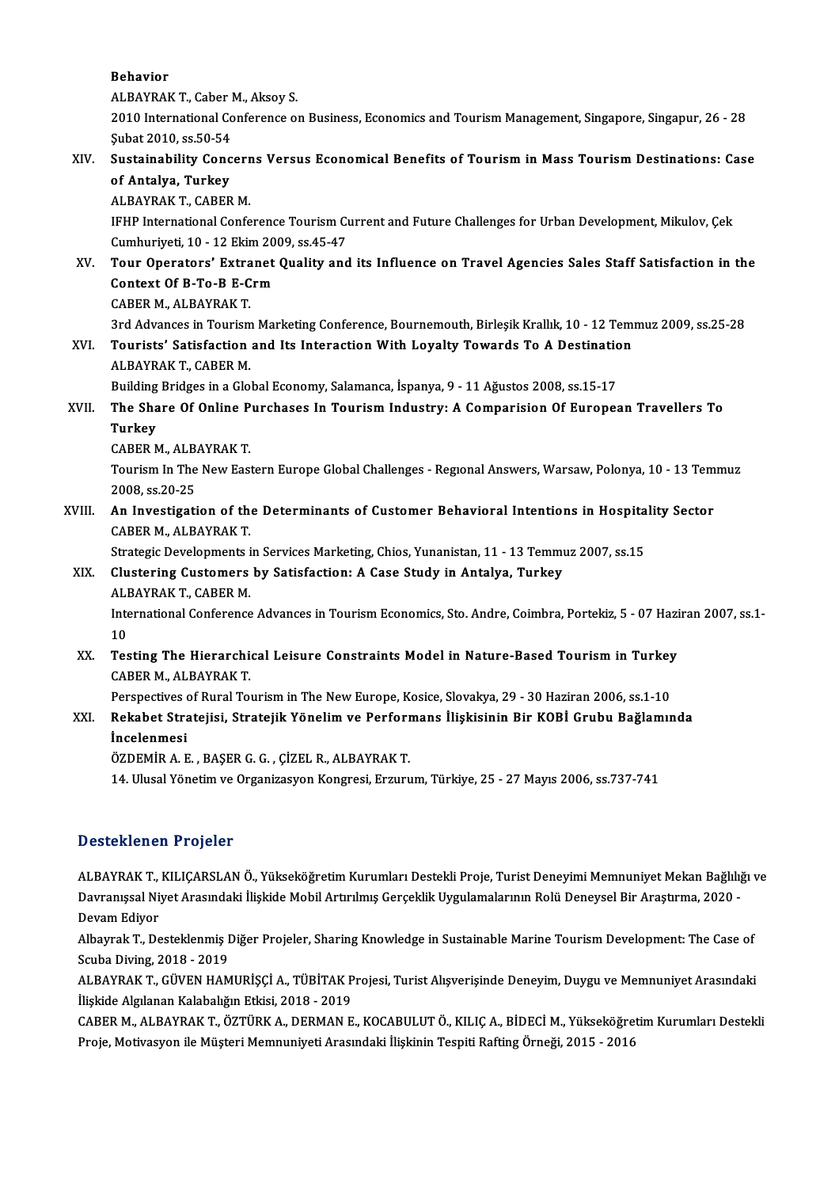**Behavior**
ALBAYRAK T., Caber M., Aksoy S.
2010 International Conference on Business, Economics and Tourism Management, Singapore, Singapur, 26 - 28 Şubat 2010, ss.50-54

XIV. **Sustainability Concerns Versus Economical Benefits of Tourism in Mass Tourism Destinations: Case of Antalya, Turkey**
ALBAYRAK T., CABER M.
IFHP International Conference Tourism Current and Future Challenges for Urban Development, Mikulov, Çek Cumhuriyeti, 10 - 12 Ekim 2009, ss.45-47

XV. **Tour Operators' Extranet Quality and its Influence on Travel Agencies Sales Staff Satisfaction in the Context Of B-To-B E-Crm**
CABER M., ALBAYRAK T.
3rd Advances in Tourism Marketing Conference, Bournemouth, Birleşik Krallık, 10 - 12 Temmuz 2009, ss.25-28

XVI. **Tourists' Satisfaction and Its Interaction With Loyalty Towards To A Destination**
ALBAYRAK T., CABER M.
Building Bridges in a Global Economy, Salamanca, İspanya, 9 - 11 Ağustos 2008, ss.15-17

XVII. **The Share Of Online Purchases In Tourism Industry: A Comparision Of European Travellers To Turkey**
CABER M., ALBAYRAK T.
Tourism In The New Eastern Europe Global Challenges - Regıonal Answers, Warsaw, Polonya, 10 - 13 Temmuz 2008, ss.20-25

XVIII. **An Investigation of the Determinants of Customer Behavioral Intentions in Hospitality Sector**
CABER M., ALBAYRAK T.
Strategic Developments in Services Marketing, Chios, Yunanistan, 11 - 13 Temmuz 2007, ss.15

XIX. **Clustering Customers by Satisfaction: A Case Study in Antalya, Turkey**
ALBAYRAK T., CABER M.
International Conference Advances in Tourism Economics, Sto. Andre, Coimbra, Portekiz, 5 - 07 Haziran 2007, ss.1-10

XX. **Testing The Hierarchical Leisure Constraints Model in Nature-Based Tourism in Turkey**
CABER M., ALBAYRAK T.
Perspectives of Rural Tourism in The New Europe, Kosice, Slovakya, 29 - 30 Haziran 2006, ss.1-10

XXI. **Rekabet Stratejisi, Stratejik Yönelim ve Performans İlişkisinin Bir KOBİ Grubu Bağlamında İncelenmesi**
ÖZDEMİR A. E. , BAŞER G. G. , ÇİZEL R., ALBAYRAK T.
14. Ulusal Yönetim ve Organizasyon Kongresi, Erzurum, Türkiye, 25 - 27 Mayıs 2006, ss.737-741

## Desteklenen Projeler

ALBAYRAK T., KILIÇARSLAN Ö., Yükseköğretim Kurumları Destekli Proje, Turist Deneyimi Memnuniyet Mekan Bağlılığı ve Davranışsal Niyet Arasındaki İlişkide Mobil Artırılmış Gerçeklik Uygulamalarının Rolü Deneysel Bir Araştırma, 2020 - Devam Ediyor

Albayrak T., Desteklenmiş Diğer Projeler, Sharing Knowledge in Sustainable Marine Tourism Development: The Case of Scuba Diving, 2018 - 2019

ALBAYRAK T., GÜVEN HAMURİŞÇİ A., TÜBİTAK Projesi, Turist Alışverişinde Deneyim, Duygu ve Memnuniyet Arasındaki İlişkide Algılanan Kalabalığın Etkisi, 2018 - 2019

CABER M., ALBAYRAK T., ÖZTÜRK A., DERMAN E., KOCABULUT Ö., KILIÇ A., BİDECİ M., Yükseköğretim Kurumları Destekli Proje, Motivasyon ile Müşteri Memnuniyeti Arasındaki İlişkinin Tespiti Rafting Örneği, 2015 - 2016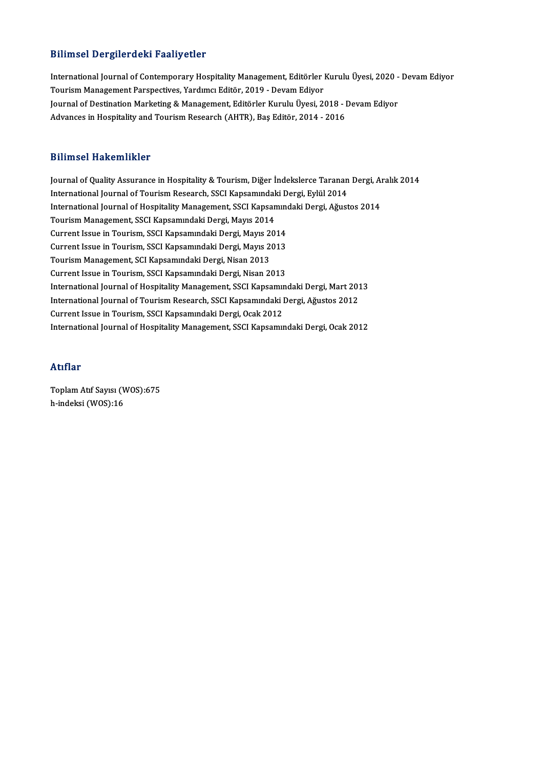## Bilimsel Dergilerdeki Faaliyetler

International Journal of Contemporary Hospitality Management, Editörler Kurulu Üyesi, 2020 - Devam Ediyor
Tourism Management Parspectives, Yardımcı Editör, 2019 - Devam Ediyor
Journal of Destination Marketing & Management, Editörler Kurulu Üyesi, 2018 - Devam Ediyor
Advances in Hospitality and Tourism Research (AHTR), Baş Editör, 2014 - 2016

## Bilimsel Hakemlikler

Journal of Quality Assurance in Hospitality & Tourism, Diğer İndekslerce Taranan Dergi, Aralık 2014
International Journal of Tourism Research, SSCI Kapsamındaki Dergi, Eylül 2014
International Journal of Hospitality Management, SSCI Kapsamındaki Dergi, Ağustos 2014
Tourism Management, SSCI Kapsamındaki Dergi, Mayıs 2014
Current Issue in Tourism, SSCI Kapsamındaki Dergi, Mayıs 2014
Current Issue in Tourism, SSCI Kapsamındaki Dergi, Mayıs 2013
Tourism Management, SCI Kapsamındaki Dergi, Nisan 2013
Current Issue in Tourism, SSCI Kapsamındaki Dergi, Nisan 2013
International Journal of Hospitality Management, SSCI Kapsamındaki Dergi, Mart 2013
International Journal of Tourism Research, SSCI Kapsamındaki Dergi, Ağustos 2012
Current Issue in Tourism, SSCI Kapsamındaki Dergi, Ocak 2012
International Journal of Hospitality Management, SSCI Kapsamındaki Dergi, Ocak 2012

## Atıflar

Toplam Atıf Sayısı (WOS):675
h-indeksi (WOS):16